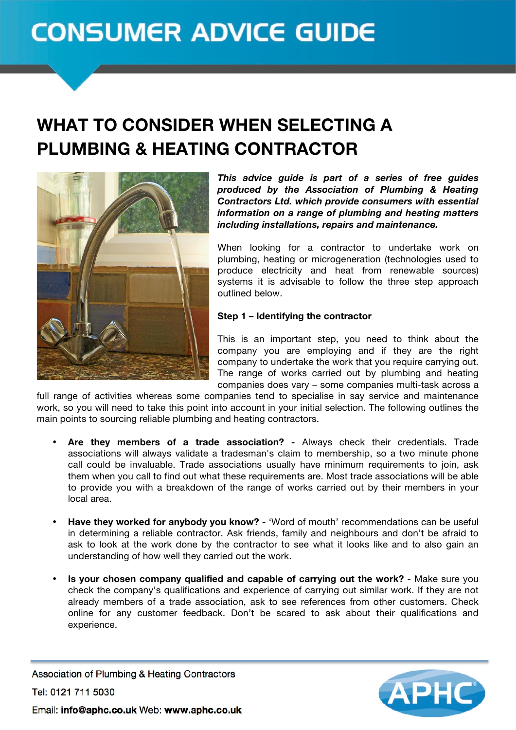# CONSUMER ADVICE GUIDE

## WHAT TO CONSIDER WHEN SELECTING A PLUMBING & HEATING CONTRACTOR

***This advice guide is part of a series of free guides produced by the Association of Plumbing & Heating Contractors Ltd. which provide consumers with essential information on a range of plumbing and heating matters including installations, repairs and maintenance.***

When looking for a contractor to undertake work on plumbing, heating or microgeneration (technologies used to produce electricity and heat from renewable sources) systems it is advisable to follow the three step approach outlined below.

### Step 1 – Identifying the contractor

This is an important step, you need to think about the company you are employing and if they are the right company to undertake the work that you require carrying out. The range of works carried out by plumbing and heating companies does vary – some companies multi-task across a full range of activities whereas some companies tend to specialise in say service and maintenance work, so you will need to take this point into account in your initial selection. The following outlines the main points to sourcing reliable plumbing and heating contractors.

- **Are they members of a trade association? -** Always check their credentials. Trade associations will always validate a tradesman's claim to membership, so a two minute phone call could be invaluable. Trade associations usually have minimum requirements to join, ask them when you call to find out what these requirements are. Most trade associations will be able to provide you with a breakdown of the range of works carried out by their members in your local area.

- **Have they worked for anybody you know? -** 'Word of mouth' recommendations can be useful in determining a reliable contractor. Ask friends, family and neighbours and don't be afraid to ask to look at the work done by the contractor to see what it looks like and to also gain an understanding of how well they carried out the work.

- **Is your chosen company qualified and capable of carrying out the work?** - Make sure you check the company's qualifications and experience of carrying out similar work. If they are not already members of a trade association, ask to see references from other customers. Check online for any customer feedback. Don't be scared to ask about their qualifications and experience.

Association of Plumbing & Heating Contractors

Tel: 0121 711 5030

Email: **info@aphc.co.uk** Web: **www.aphc.co.uk**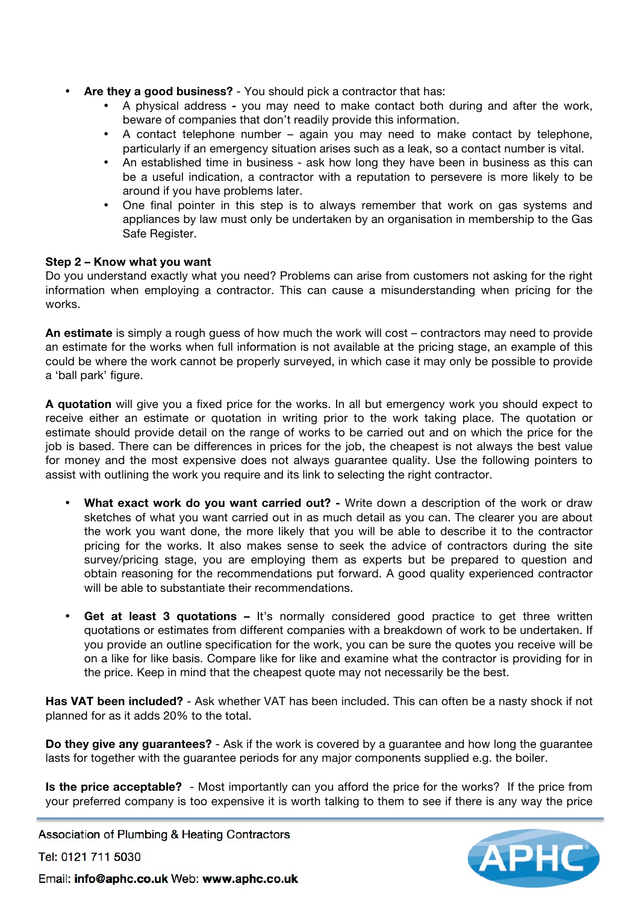- **Are they a good business?** - You should pick a contractor that has:
  - A physical address **-** you may need to make contact both during and after the work, beware of companies that don't readily provide this information.
  - A contact telephone number – again you may need to make contact by telephone, particularly if an emergency situation arises such as a leak, so a contact number is vital.
  - An established time in business - ask how long they have been in business as this can be a useful indication, a contractor with a reputation to persevere is more likely to be around if you have problems later.
  - One final pointer in this step is to always remember that work on gas systems and appliances by law must only be undertaken by an organisation in membership to the Gas Safe Register.

**Step 2 – Know what you want**

Do you understand exactly what you need? Problems can arise from customers not asking for the right information when employing a contractor. This can cause a misunderstanding when pricing for the works.

**An estimate** is simply a rough guess of how much the work will cost – contractors may need to provide an estimate for the works when full information is not available at the pricing stage, an example of this could be where the work cannot be properly surveyed, in which case it may only be possible to provide a 'ball park' figure.

**A quotation** will give you a fixed price for the works. In all but emergency work you should expect to receive either an estimate or quotation in writing prior to the work taking place. The quotation or estimate should provide detail on the range of works to be carried out and on which the price for the job is based. There can be differences in prices for the job, the cheapest is not always the best value for money and the most expensive does not always guarantee quality. Use the following pointers to assist with outlining the work you require and its link to selecting the right contractor.

- **What exact work do you want carried out? -** Write down a description of the work or draw sketches of what you want carried out in as much detail as you can. The clearer you are about the work you want done, the more likely that you will be able to describe it to the contractor pricing for the works. It also makes sense to seek the advice of contractors during the site survey/pricing stage, you are employing them as experts but be prepared to question and obtain reasoning for the recommendations put forward. A good quality experienced contractor will be able to substantiate their recommendations.

- **Get at least 3 quotations –** It's normally considered good practice to get three written quotations or estimates from different companies with a breakdown of work to be undertaken. If you provide an outline specification for the work, you can be sure the quotes you receive will be on a like for like basis. Compare like for like and examine what the contractor is providing for in the price. Keep in mind that the cheapest quote may not necessarily be the best.

**Has VAT been included?** - Ask whether VAT has been included. This can often be a nasty shock if not planned for as it adds 20% to the total.

**Do they give any guarantees?** - Ask if the work is covered by a guarantee and how long the guarantee lasts for together with the guarantee periods for any major components supplied e.g. the boiler.

**Is the price acceptable?** - Most importantly can you afford the price for the works? If the price from your preferred company is too expensive it is worth talking to them to see if there is any way the price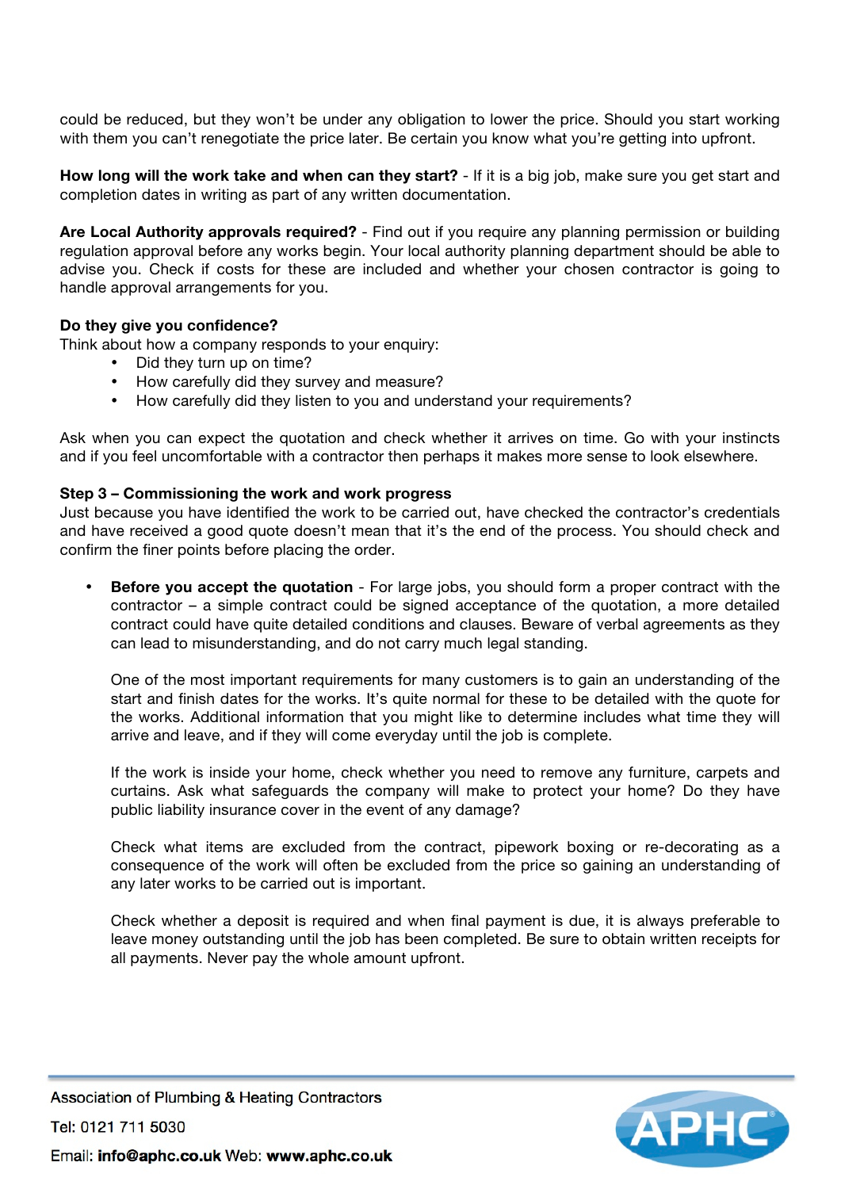could be reduced, but they won't be under any obligation to lower the price. Should you start working with them you can't renegotiate the price later. Be certain you know what you're getting into upfront.

**How long will the work take and when can they start?** - If it is a big job, make sure you get start and completion dates in writing as part of any written documentation.

**Are Local Authority approvals required?** - Find out if you require any planning permission or building regulation approval before any works begin. Your local authority planning department should be able to advise you. Check if costs for these are included and whether your chosen contractor is going to handle approval arrangements for you.

**Do they give you confidence?**
Think about how a company responds to your enquiry:

- Did they turn up on time?
- How carefully did they survey and measure?
- How carefully did they listen to you and understand your requirements?

Ask when you can expect the quotation and check whether it arrives on time. Go with your instincts and if you feel uncomfortable with a contractor then perhaps it makes more sense to look elsewhere.

**Step 3 – Commissioning the work and work progress**
Just because you have identified the work to be carried out, have checked the contractor's credentials and have received a good quote doesn't mean that it's the end of the process. You should check and confirm the finer points before placing the order.

- **Before you accept the quotation** - For large jobs, you should form a proper contract with the contractor – a simple contract could be signed acceptance of the quotation, a more detailed contract could have quite detailed conditions and clauses. Beware of verbal agreements as they can lead to misunderstanding, and do not carry much legal standing.

  One of the most important requirements for many customers is to gain an understanding of the start and finish dates for the works. It's quite normal for these to be detailed with the quote for the works. Additional information that you might like to determine includes what time they will arrive and leave, and if they will come everyday until the job is complete.

  If the work is inside your home, check whether you need to remove any furniture, carpets and curtains. Ask what safeguards the company will make to protect your home? Do they have public liability insurance cover in the event of any damage?

  Check what items are excluded from the contract, pipework boxing or re-decorating as a consequence of the work will often be excluded from the price so gaining an understanding of any later works to be carried out is important.

  Check whether a deposit is required and when final payment is due, it is always preferable to leave money outstanding until the job has been completed. Be sure to obtain written receipts for all payments. Never pay the whole amount upfront.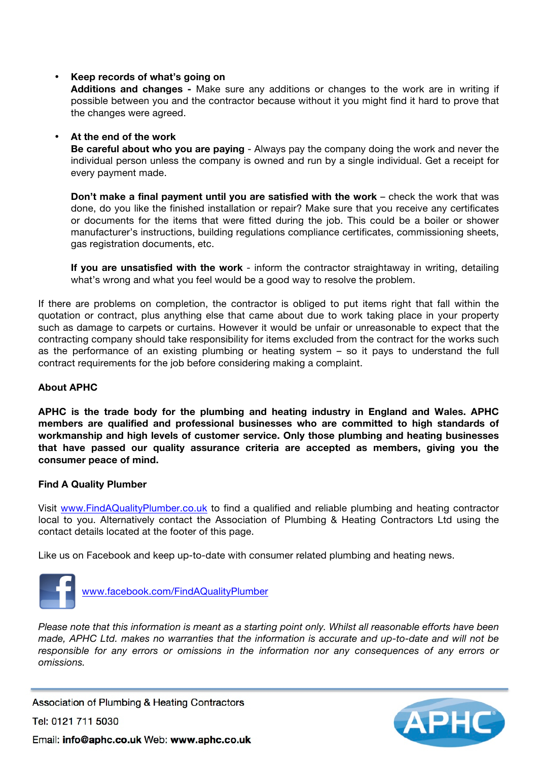- **Keep records of what's going on**
  **Additions and changes -** Make sure any additions or changes to the work are in writing if possible between you and the contractor because without it you might find it hard to prove that the changes were agreed.

- **At the end of the work**
  **Be careful about who you are paying** - Always pay the company doing the work and never the individual person unless the company is owned and run by a single individual. Get a receipt for every payment made.

  **Don't make a final payment until you are satisfied with the work** – check the work that was done, do you like the finished installation or repair? Make sure that you receive any certificates or documents for the items that were fitted during the job. This could be a boiler or shower manufacturer's instructions, building regulations compliance certificates, commissioning sheets, gas registration documents, etc.

  **If you are unsatisfied with the work** - inform the contractor straightaway in writing, detailing what's wrong and what you feel would be a good way to resolve the problem.

If there are problems on completion, the contractor is obliged to put items right that fall within the quotation or contract, plus anything else that came about due to work taking place in your property such as damage to carpets or curtains. However it would be unfair or unreasonable to expect that the contracting company should take responsibility for items excluded from the contract for the works such as the performance of an existing plumbing or heating system – so it pays to understand the full contract requirements for the job before considering making a complaint.

**About APHC**

**APHC is the trade body for the plumbing and heating industry in England and Wales. APHC members are qualified and professional businesses who are committed to high standards of workmanship and high levels of customer service. Only those plumbing and heating businesses that have passed our quality assurance criteria are accepted as members, giving you the consumer peace of mind.**

**Find A Quality Plumber**

Visit www.FindAQualityPlumber.co.uk to find a qualified and reliable plumbing and heating contractor local to you. Alternatively contact the Association of Plumbing & Heating Contractors Ltd using the contact details located at the footer of this page.

Like us on Facebook and keep up-to-date with consumer related plumbing and heating news.

www.facebook.com/FindAQualityPlumber

*Please note that this information is meant as a starting point only. Whilst all reasonable efforts have been made, APHC Ltd. makes no warranties that the information is accurate and up-to-date and will not be responsible for any errors or omissions in the information nor any consequences of any errors or omissions.*

Association of Plumbing & Heating Contractors

Tel: 0121 711 5030

Email: **info@aphc.co.uk** Web: **www.aphc.co.uk**